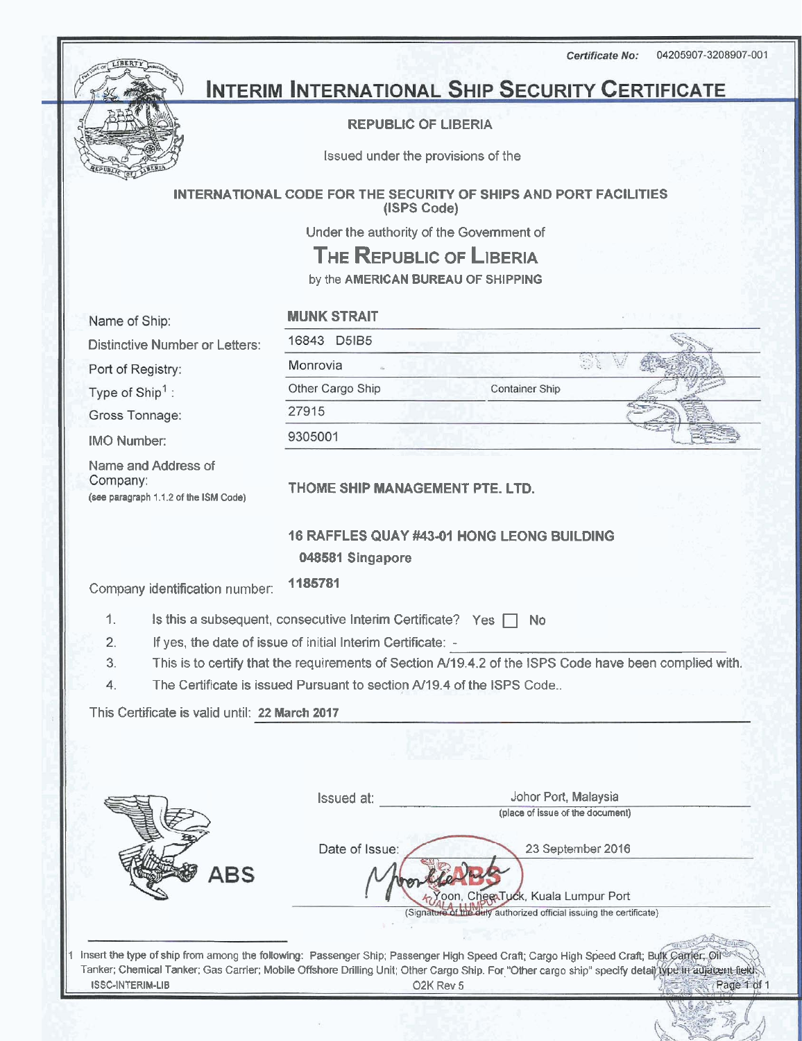*Certificate No:* 04205907-3208907-001

# INTERIM INTERNATIONAL SHIP SECURITY CERTIFICATE

**REPUBLIC OF LIBERIA**

Issued under the provisions of the

**INTERNATIONAL CODE FOR THE SECURITY OF SHIPS AND PORT FACILITIES (ISPS Code)**

Under the authority of the Government of

## THE REPUBLIC OF LIBERIA

by the **AMERICAN BUREAU OF SHIPPING**

| | | |
|---|---|---|
| Name of Ship: | **MUNK STRAIT** | |
| Distinctive Number or Letters: | 16843 D5IB5 | |
| Port of Registry: | Monrovia | |
| Type of Ship[1]: | Other Cargo Ship | Container Ship |
| Gross Tonnage: | 27915 | |
| IMO Number: | 9305001 | |

Name and Address of Company:
(see paragraph 1.1.2 of the ISM Code)

**THOME SHIP MANAGEMENT PTE. LTD.**

**16 RAFFLES QUAY #43-01 HONG LEONG BUILDING**
**048581 Singapore**

Company identification number: **1185781**

1. Is this a subsequent, consecutive Interim Certificate? Yes ☐ No
2. If yes, the date of issue of initial Interim Certificate: -
3. This is to certify that the requirements of Section A/19.4.2 of the ISPS Code have been complied with.
4. The Certificate is issued Pursuant to section A/19.4 of the ISPS Code..

This Certificate is valid until: **22 March 2017**

ABS

Issued at: Johor Port, Malaysia
(place of issue of the document)

Date of Issue: 23 September 2016

Yoon, Chee Tuck, Kuala Lumpur Port
(Signature of the duly authorized official issuing the certificate)

1 Insert the type of ship from among the following: Passenger Ship; Passenger High Speed Craft; Cargo High Speed Craft; Bulk Carrier; Oil Tanker; Chemical Tanker; Gas Carrier; Mobile Offshore Drilling Unit; Other Cargo Ship. For "Other cargo ship" specify detail type in adjacent field.

ISSC-INTERIM-LIB O2K Rev 5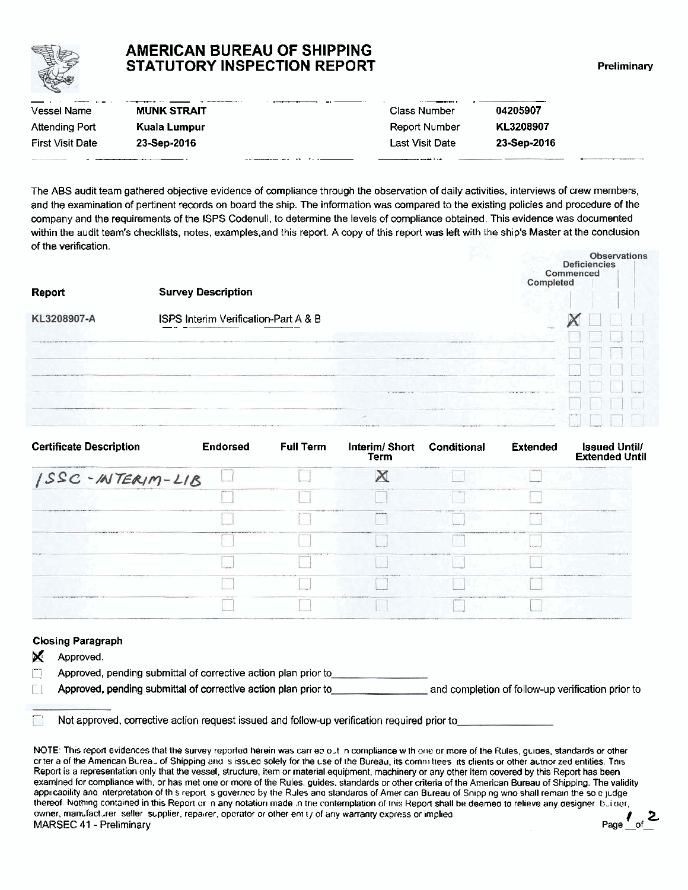# AMERICAN BUREAU OF SHIPPING STATUTORY INSPECTION REPORT

**Preliminary**

| | | | |
|---|---|---|---|
| Vessel Name | **MUNK STRAIT** | Class Number | **04205907** |
| Attending Port | **Kuala Lumpur** | Report Number | **KL3208907** |
| First Visit Date | **23-Sep-2016** | Last Visit Date | **23-Sep-2016** |

The ABS audit team gathered objective evidence of compliance through the observation of daily activities, interviews of crew members, and the examination of pertinent records on board the ship. The information was compared to the existing policies and procedure of the company and the requirements of the ISPS Codenull, to determine the levels of compliance obtained. This evidence was documented within the audit team's checklists, notes, examples,and this report. A copy of this report was left with the ship's Master at the conclusion of the verification.

| Report | Survey Description | Completed | Commenced | Deficiencies | Observations |
|---|---|---|---|---|---|
| KL3208907-A | ISPS Interim Verification-Part A & B | X | | | |

| Certificate Description | Endorsed | Full Term | Interim/ Short Term | Conditional | Extended | Issued Until/ Extended Until |
|---|---|---|---|---|---|---|
| ISSC-INTERIM-LIB | | | X | | | |

### Closing Paragraph

☒ Approved.

☐ Approved, pending submittal of corrective action plan prior to\_\_\_\_\_\_\_\_\_\_\_\_\_\_\_

☐ Approved, pending submittal of corrective action plan prior to\_\_\_\_\_\_\_\_\_\_\_\_\_\_\_ and completion of follow-up verification prior to \_\_\_\_\_\_\_\_\_\_\_\_\_\_\_

☐ Not approved, corrective action request issued and follow-up verification required prior to\_\_\_\_\_\_\_\_\_\_\_\_\_\_\_

NOTE: This report evidences that the survey reported herein was carried out in compliance with one or more of the Rules, guides, standards or other criteria of the American Bureau of Shipping and is issued solely for the use of the Bureau, its committees its clients or other authorized entities. This Report is a representation only that the vessel, structure, item or material equipment, machinery or any other item covered by this Report has been examined for compliance with, or has met one or more of the Rules, guides, standards or other criteria of the American Bureau of Shipping. The validity applicability and interpretation of this report is governed by the Rules and standards of American Bureau of Shipping who shall remain the sole judge thereof. Nothing contained in this Report or in any notation made in the contemplation of this Report shall be deemed to relieve any designer builder, owner, manufacturer seller supplier, repairer, operator or other entity of any warranty express or implied.

MARSEC 41 - Preliminary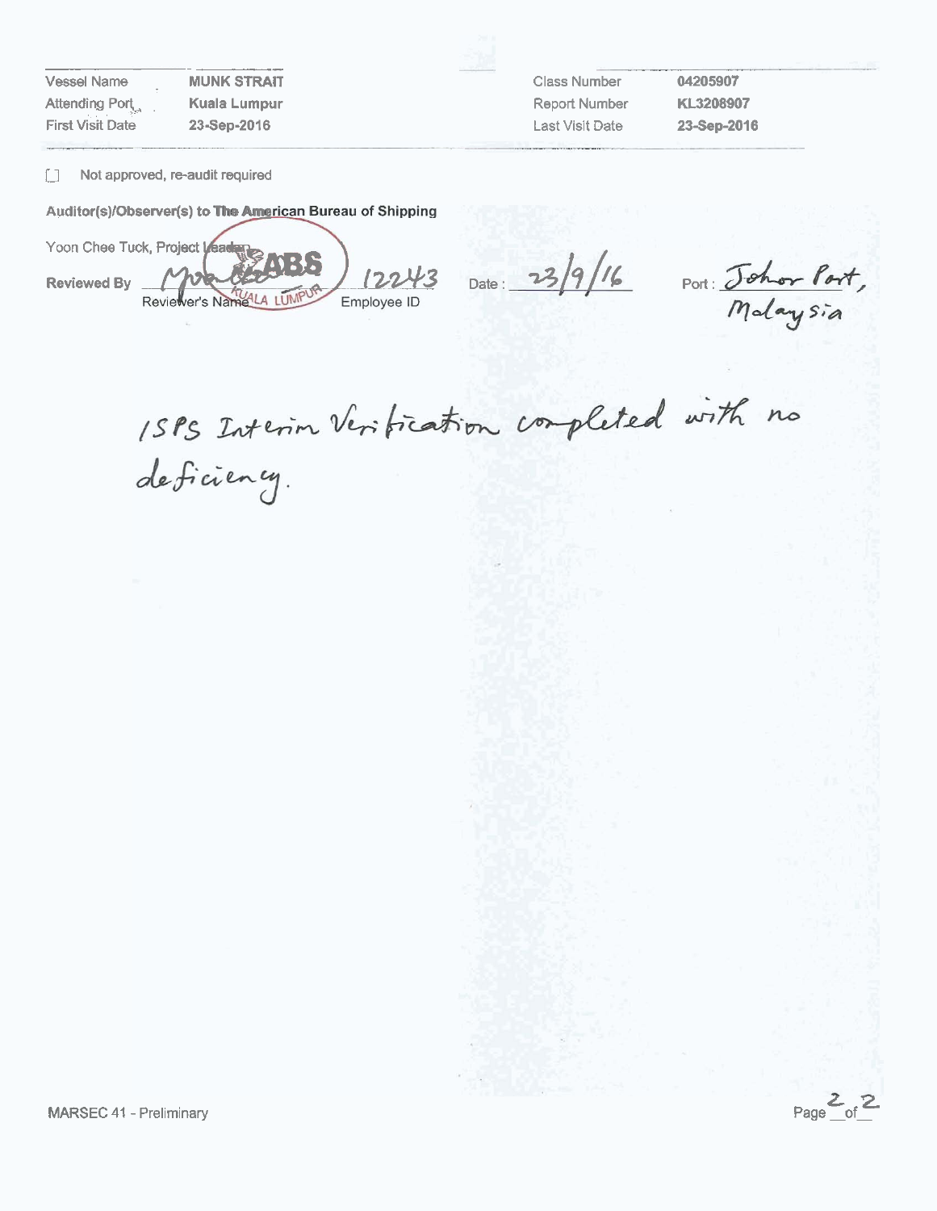| | | | |
|---|---|---|---|
| Vessel Name | MUNK STRAIT | Class Number | 04205907 |
| Attending Port | Kuala Lumpur | Report Number | KL3208907 |
| First Visit Date | 23-Sep-2016 | Last Visit Date | 23-Sep-2016 |

☐ Not approved, re-audit required

**Auditor(s)/Observer(s) to The American Bureau of Shipping**

Yoon Chee Tuck, Project Leader

**Reviewed By** ____________ 12243 Date : 23/9/16 Port : Johor Port, Malaysia

Reviewer's Name Employee ID

ABS KUALA LUMPUR

ISPS Interim Verification completed with no deficiency.

MARSEC 41 - Preliminary